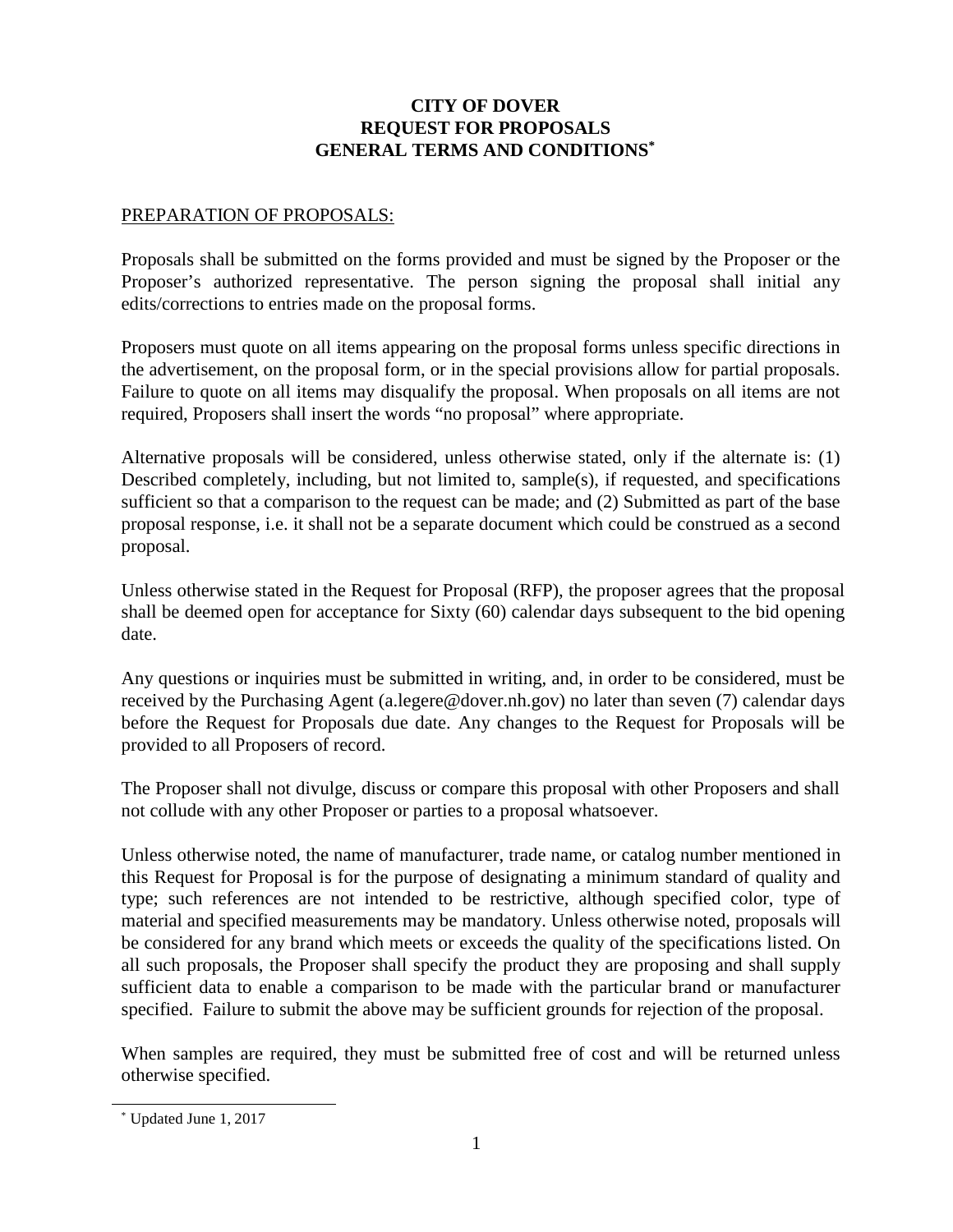# CITY OF DOVER
# REQUEST FOR PROPOSALS
# GENERAL TERMS AND CONDITIONS[*]

## PREPARATION OF PROPOSALS:

Proposals shall be submitted on the forms provided and must be signed by the Proposer or the Proposer's authorized representative. The person signing the proposal shall initial any edits/corrections to entries made on the proposal forms.

Proposers must quote on all items appearing on the proposal forms unless specific directions in the advertisement, on the proposal form, or in the special provisions allow for partial proposals. Failure to quote on all items may disqualify the proposal. When proposals on all items are not required, Proposers shall insert the words "no proposal" where appropriate.

Alternative proposals will be considered, unless otherwise stated, only if the alternate is: (1) Described completely, including, but not limited to, sample(s), if requested, and specifications sufficient so that a comparison to the request can be made; and (2) Submitted as part of the base proposal response, i.e. it shall not be a separate document which could be construed as a second proposal.

Unless otherwise stated in the Request for Proposal (RFP), the proposer agrees that the proposal shall be deemed open for acceptance for Sixty (60) calendar days subsequent to the bid opening date.

Any questions or inquiries must be submitted in writing, and, in order to be considered, must be received by the Purchasing Agent (a.legere@dover.nh.gov) no later than seven (7) calendar days before the Request for Proposals due date. Any changes to the Request for Proposals will be provided to all Proposers of record.

The Proposer shall not divulge, discuss or compare this proposal with other Proposers and shall not collude with any other Proposer or parties to a proposal whatsoever.

Unless otherwise noted, the name of manufacturer, trade name, or catalog number mentioned in this Request for Proposal is for the purpose of designating a minimum standard of quality and type; such references are not intended to be restrictive, although specified color, type of material and specified measurements may be mandatory. Unless otherwise noted, proposals will be considered for any brand which meets or exceeds the quality of the specifications listed. On all such proposals, the Proposer shall specify the product they are proposing and shall supply sufficient data to enable a comparison to be made with the particular brand or manufacturer specified. Failure to submit the above may be sufficient grounds for rejection of the proposal.

When samples are required, they must be submitted free of cost and will be returned unless otherwise specified.

[*] Updated June 1, 2017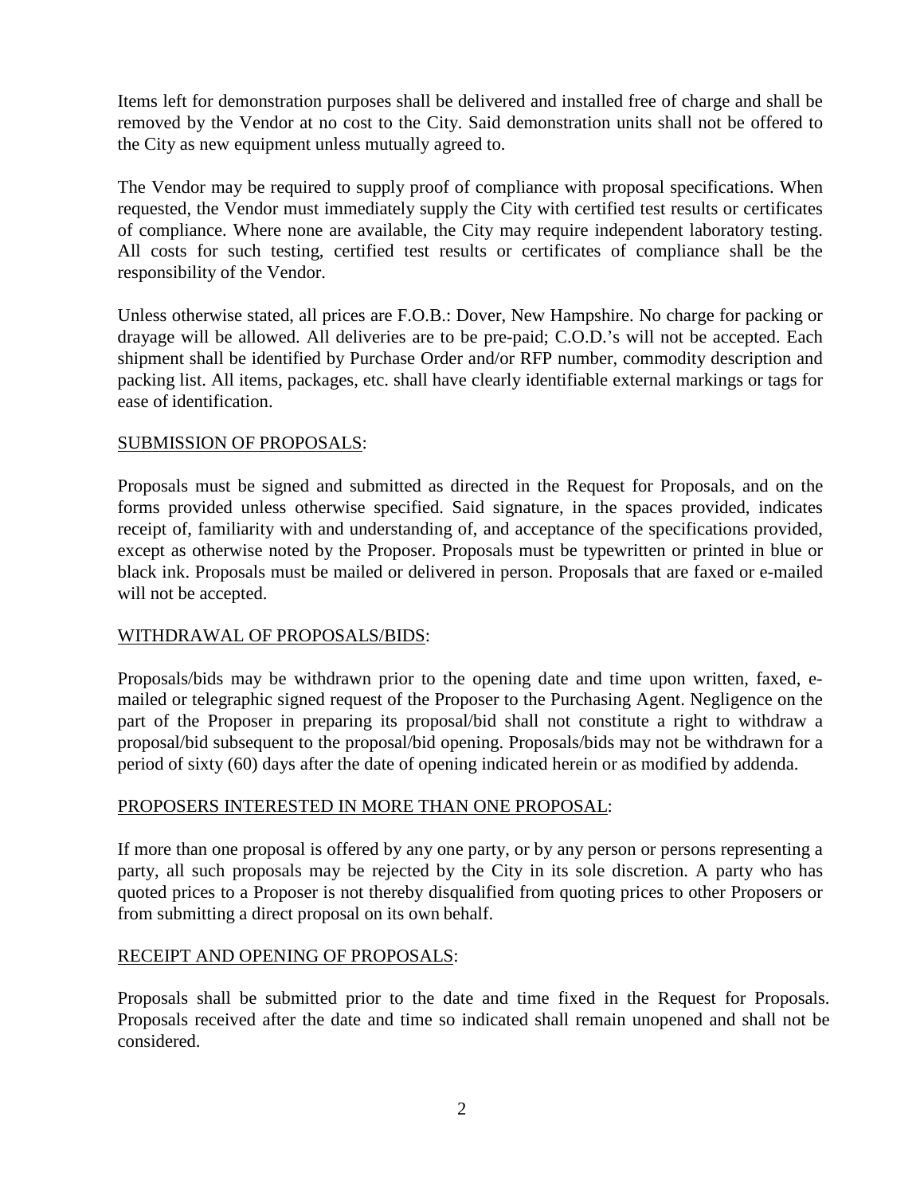Items left for demonstration purposes shall be delivered and installed free of charge and shall be removed by the Vendor at no cost to the City. Said demonstration units shall not be offered to the City as new equipment unless mutually agreed to.

The Vendor may be required to supply proof of compliance with proposal specifications. When requested, the Vendor must immediately supply the City with certified test results or certificates of compliance. Where none are available, the City may require independent laboratory testing. All costs for such testing, certified test results or certificates of compliance shall be the responsibility of the Vendor.

Unless otherwise stated, all prices are F.O.B.: Dover, New Hampshire. No charge for packing or drayage will be allowed. All deliveries are to be pre-paid; C.O.D.'s will not be accepted. Each shipment shall be identified by Purchase Order and/or RFP number, commodity description and packing list. All items, packages, etc. shall have clearly identifiable external markings or tags for ease of identification.

<u>SUBMISSION OF PROPOSALS</u>:

Proposals must be signed and submitted as directed in the Request for Proposals, and on the forms provided unless otherwise specified. Said signature, in the spaces provided, indicates receipt of, familiarity with and understanding of, and acceptance of the specifications provided, except as otherwise noted by the Proposer. Proposals must be typewritten or printed in blue or black ink. Proposals must be mailed or delivered in person. Proposals that are faxed or e-mailed will not be accepted.

<u>WITHDRAWAL OF PROPOSALS/BIDS</u>:

Proposals/bids may be withdrawn prior to the opening date and time upon written, faxed, e-mailed or telegraphic signed request of the Proposer to the Purchasing Agent. Negligence on the part of the Proposer in preparing its proposal/bid shall not constitute a right to withdraw a proposal/bid subsequent to the proposal/bid opening. Proposals/bids may not be withdrawn for a period of sixty (60) days after the date of opening indicated herein or as modified by addenda.

<u>PROPOSERS INTERESTED IN MORE THAN ONE PROPOSAL</u>:

If more than one proposal is offered by any one party, or by any person or persons representing a party, all such proposals may be rejected by the City in its sole discretion. A party who has quoted prices to a Proposer is not thereby disqualified from quoting prices to other Proposers or from submitting a direct proposal on its own behalf.

<u>RECEIPT AND OPENING OF PROPOSALS</u>:

Proposals shall be submitted prior to the date and time fixed in the Request for Proposals. Proposals received after the date and time so indicated shall remain unopened and shall not be considered.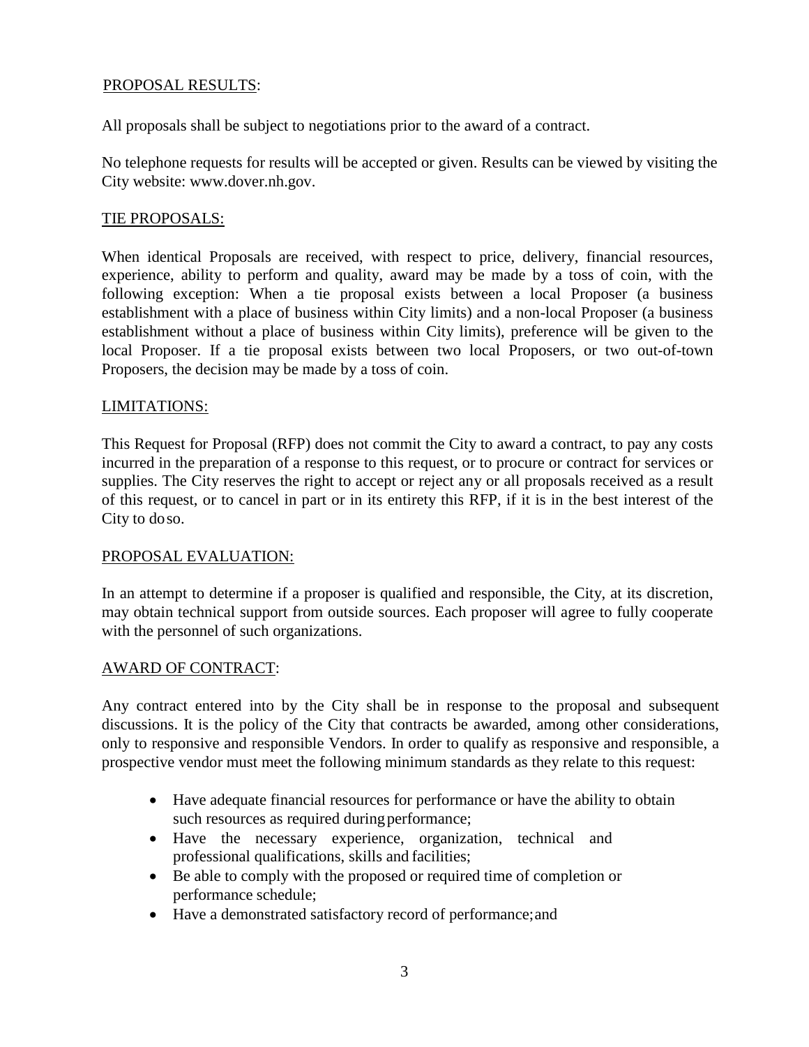## PROPOSAL RESULTS:

All proposals shall be subject to negotiations prior to the award of a contract.

No telephone requests for results will be accepted or given. Results can be viewed by visiting the City website: www.dover.nh.gov.

## TIE PROPOSALS:

When identical Proposals are received, with respect to price, delivery, financial resources, experience, ability to perform and quality, award may be made by a toss of coin, with the following exception: When a tie proposal exists between a local Proposer (a business establishment with a place of business within City limits) and a non-local Proposer (a business establishment without a place of business within City limits), preference will be given to the local Proposer. If a tie proposal exists between two local Proposers, or two out-of-town Proposers, the decision may be made by a toss of coin.

## LIMITATIONS:

This Request for Proposal (RFP) does not commit the City to award a contract, to pay any costs incurred in the preparation of a response to this request, or to procure or contract for services or supplies. The City reserves the right to accept or reject any or all proposals received as a result of this request, or to cancel in part or in its entirety this RFP, if it is in the best interest of the City to do so.

## PROPOSAL EVALUATION:

In an attempt to determine if a proposer is qualified and responsible, the City, at its discretion, may obtain technical support from outside sources. Each proposer will agree to fully cooperate with the personnel of such organizations.

## AWARD OF CONTRACT:

Any contract entered into by the City shall be in response to the proposal and subsequent discussions. It is the policy of the City that contracts be awarded, among other considerations, only to responsive and responsible Vendors. In order to qualify as responsive and responsible, a prospective vendor must meet the following minimum standards as they relate to this request:

- Have adequate financial resources for performance or have the ability to obtain such resources as required during performance;
- Have the necessary experience, organization, technical and professional qualifications, skills and facilities;
- Be able to comply with the proposed or required time of completion or performance schedule;
- Have a demonstrated satisfactory record of performance; and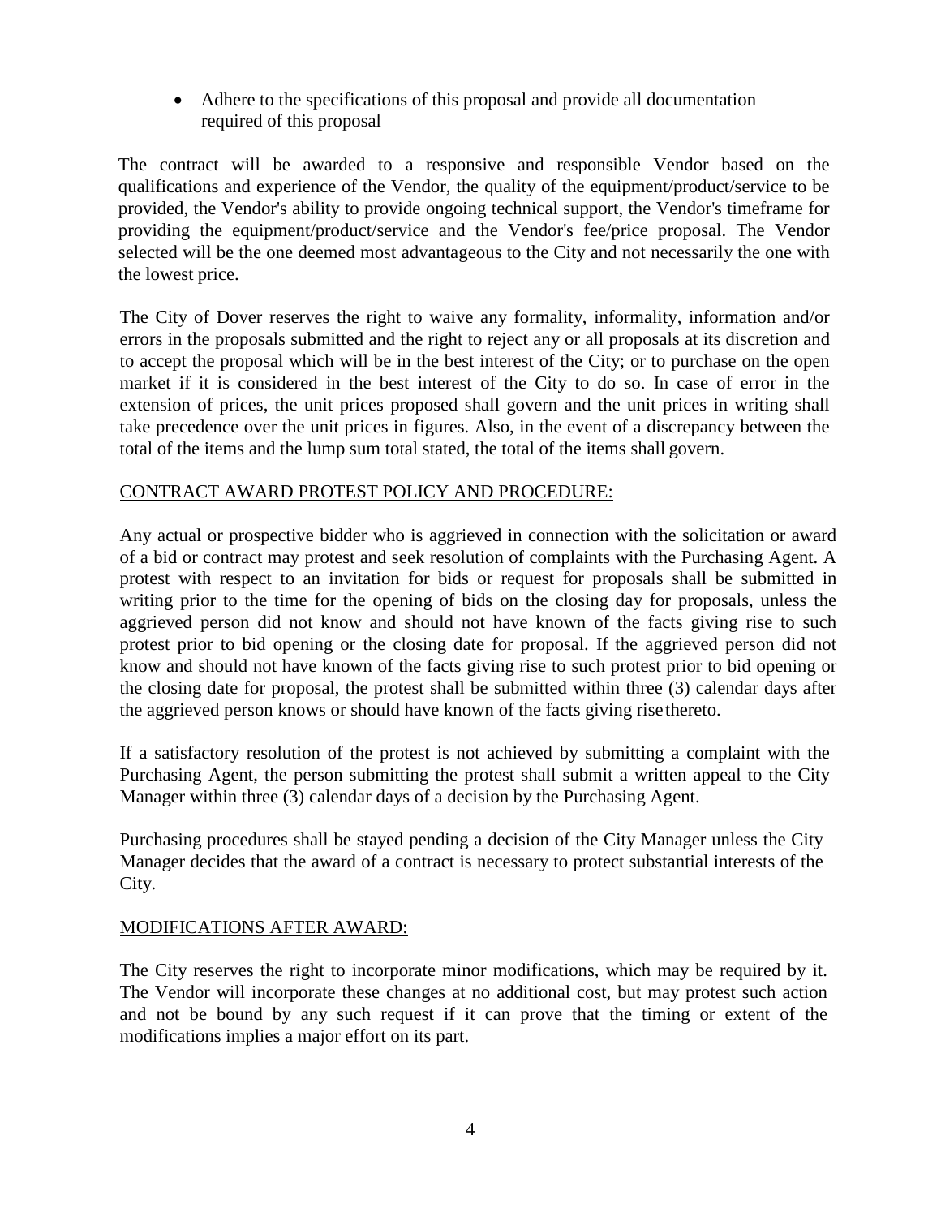- Adhere to the specifications of this proposal and provide all documentation required of this proposal

The contract will be awarded to a responsive and responsible Vendor based on the qualifications and experience of the Vendor, the quality of the equipment/product/service to be provided, the Vendor's ability to provide ongoing technical support, the Vendor's timeframe for providing the equipment/product/service and the Vendor's fee/price proposal. The Vendor selected will be the one deemed most advantageous to the City and not necessarily the one with the lowest price.

The City of Dover reserves the right to waive any formality, informality, information and/or errors in the proposals submitted and the right to reject any or all proposals at its discretion and to accept the proposal which will be in the best interest of the City; or to purchase on the open market if it is considered in the best interest of the City to do so. In case of error in the extension of prices, the unit prices proposed shall govern and the unit prices in writing shall take precedence over the unit prices in figures. Also, in the event of a discrepancy between the total of the items and the lump sum total stated, the total of the items shall govern.

## CONTRACT AWARD PROTEST POLICY AND PROCEDURE:

Any actual or prospective bidder who is aggrieved in connection with the solicitation or award of a bid or contract may protest and seek resolution of complaints with the Purchasing Agent. A protest with respect to an invitation for bids or request for proposals shall be submitted in writing prior to the time for the opening of bids on the closing day for proposals, unless the aggrieved person did not know and should not have known of the facts giving rise to such protest prior to bid opening or the closing date for proposal. If the aggrieved person did not know and should not have known of the facts giving rise to such protest prior to bid opening or the closing date for proposal, the protest shall be submitted within three (3) calendar days after the aggrieved person knows or should have known of the facts giving rise thereto.

If a satisfactory resolution of the protest is not achieved by submitting a complaint with the Purchasing Agent, the person submitting the protest shall submit a written appeal to the City Manager within three (3) calendar days of a decision by the Purchasing Agent.

Purchasing procedures shall be stayed pending a decision of the City Manager unless the City Manager decides that the award of a contract is necessary to protect substantial interests of the City.

## MODIFICATIONS AFTER AWARD:

The City reserves the right to incorporate minor modifications, which may be required by it. The Vendor will incorporate these changes at no additional cost, but may protest such action and not be bound by any such request if it can prove that the timing or extent of the modifications implies a major effort on its part.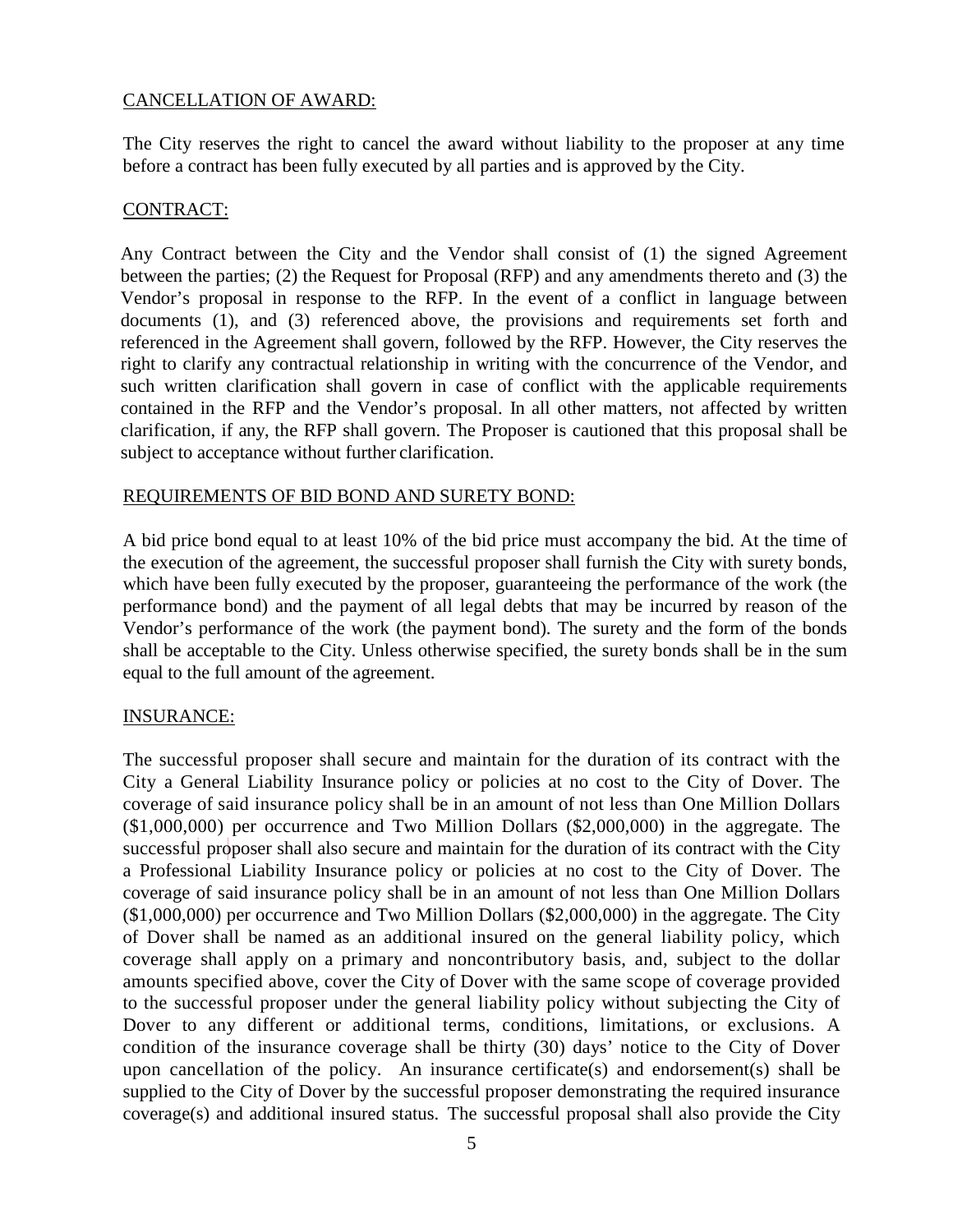## CANCELLATION OF AWARD:

The City reserves the right to cancel the award without liability to the proposer at any time before a contract has been fully executed by all parties and is approved by the City.

## CONTRACT:

Any Contract between the City and the Vendor shall consist of (1) the signed Agreement between the parties; (2) the Request for Proposal (RFP) and any amendments thereto and (3) the Vendor's proposal in response to the RFP. In the event of a conflict in language between documents (1), and (3) referenced above, the provisions and requirements set forth and referenced in the Agreement shall govern, followed by the RFP. However, the City reserves the right to clarify any contractual relationship in writing with the concurrence of the Vendor, and such written clarification shall govern in case of conflict with the applicable requirements contained in the RFP and the Vendor's proposal. In all other matters, not affected by written clarification, if any, the RFP shall govern. The Proposer is cautioned that this proposal shall be subject to acceptance without further clarification.

## REQUIREMENTS OF BID BOND AND SURETY BOND:

A bid price bond equal to at least 10% of the bid price must accompany the bid. At the time of the execution of the agreement, the successful proposer shall furnish the City with surety bonds, which have been fully executed by the proposer, guaranteeing the performance of the work (the performance bond) and the payment of all legal debts that may be incurred by reason of the Vendor's performance of the work (the payment bond). The surety and the form of the bonds shall be acceptable to the City. Unless otherwise specified, the surety bonds shall be in the sum equal to the full amount of the agreement.

## INSURANCE:

The successful proposer shall secure and maintain for the duration of its contract with the City a General Liability Insurance policy or policies at no cost to the City of Dover. The coverage of said insurance policy shall be in an amount of not less than One Million Dollars ($1,000,000) per occurrence and Two Million Dollars ($2,000,000) in the aggregate. The successful proposer shall also secure and maintain for the duration of its contract with the City a Professional Liability Insurance policy or policies at no cost to the City of Dover. The coverage of said insurance policy shall be in an amount of not less than One Million Dollars ($1,000,000) per occurrence and Two Million Dollars ($2,000,000) in the aggregate. The City of Dover shall be named as an additional insured on the general liability policy, which coverage shall apply on a primary and noncontributory basis, and, subject to the dollar amounts specified above, cover the City of Dover with the same scope of coverage provided to the successful proposer under the general liability policy without subjecting the City of Dover to any different or additional terms, conditions, limitations, or exclusions. A condition of the insurance coverage shall be thirty (30) days' notice to the City of Dover upon cancellation of the policy. An insurance certificate(s) and endorsement(s) shall be supplied to the City of Dover by the successful proposer demonstrating the required insurance coverage(s) and additional insured status. The successful proposal shall also provide the City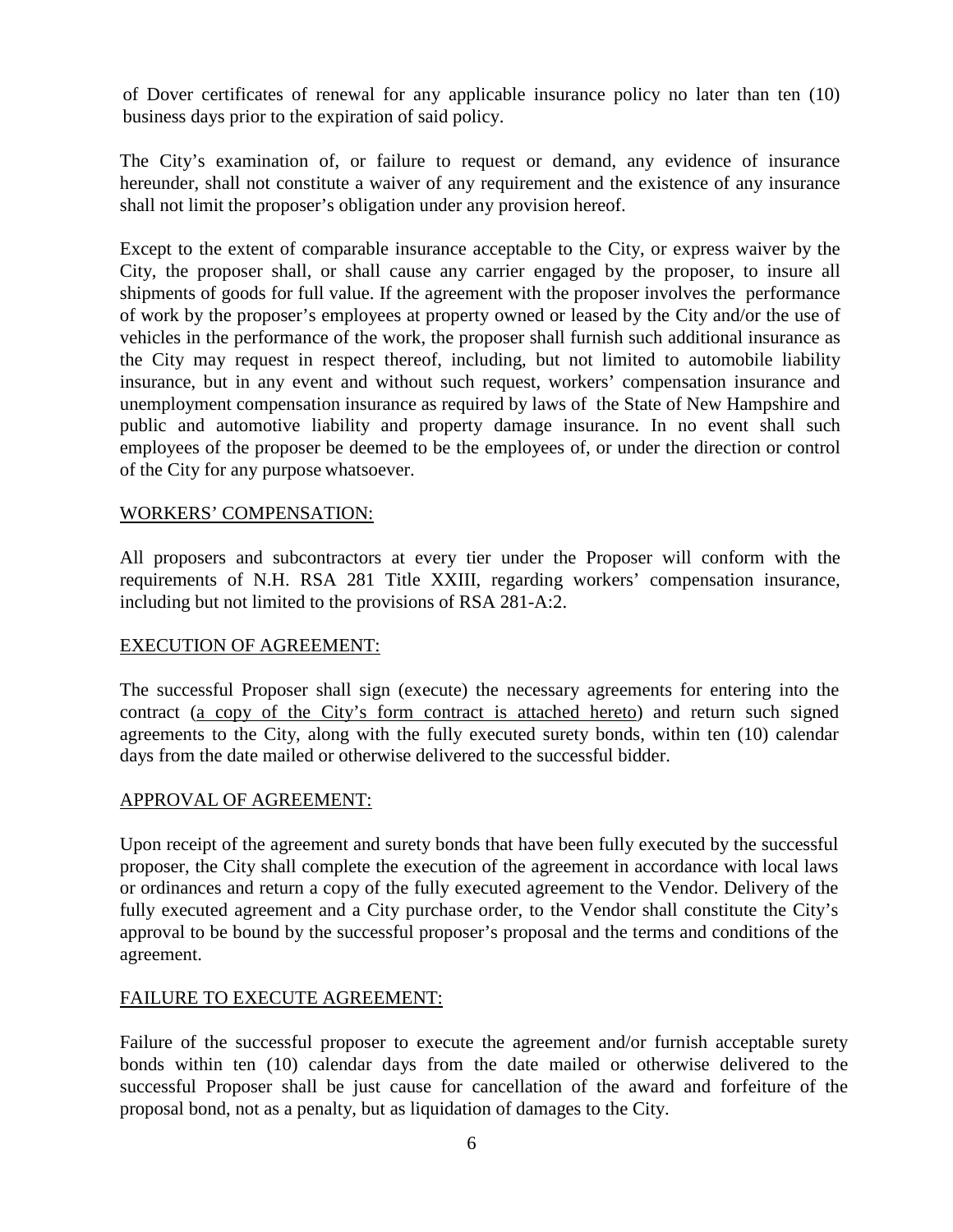of Dover certificates of renewal for any applicable insurance policy no later than ten (10) business days prior to the expiration of said policy.

The City's examination of, or failure to request or demand, any evidence of insurance hereunder, shall not constitute a waiver of any requirement and the existence of any insurance shall not limit the proposer's obligation under any provision hereof.

Except to the extent of comparable insurance acceptable to the City, or express waiver by the City, the proposer shall, or shall cause any carrier engaged by the proposer, to insure all shipments of goods for full value. If the agreement with the proposer involves the performance of work by the proposer's employees at property owned or leased by the City and/or the use of vehicles in the performance of the work, the proposer shall furnish such additional insurance as the City may request in respect thereof, including, but not limited to automobile liability insurance, but in any event and without such request, workers' compensation insurance and unemployment compensation insurance as required by laws of the State of New Hampshire and public and automotive liability and property damage insurance. In no event shall such employees of the proposer be deemed to be the employees of, or under the direction or control of the City for any purpose whatsoever.

## WORKERS' COMPENSATION:

All proposers and subcontractors at every tier under the Proposer will conform with the requirements of N.H. RSA 281 Title XXIII, regarding workers' compensation insurance, including but not limited to the provisions of RSA 281-A:2.

## EXECUTION OF AGREEMENT:

The successful Proposer shall sign (execute) the necessary agreements for entering into the contract (a copy of the City's form contract is attached hereto) and return such signed agreements to the City, along with the fully executed surety bonds, within ten (10) calendar days from the date mailed or otherwise delivered to the successful bidder.

## APPROVAL OF AGREEMENT:

Upon receipt of the agreement and surety bonds that have been fully executed by the successful proposer, the City shall complete the execution of the agreement in accordance with local laws or ordinances and return a copy of the fully executed agreement to the Vendor. Delivery of the fully executed agreement and a City purchase order, to the Vendor shall constitute the City's approval to be bound by the successful proposer's proposal and the terms and conditions of the agreement.

## FAILURE TO EXECUTE AGREEMENT:

Failure of the successful proposer to execute the agreement and/or furnish acceptable surety bonds within ten (10) calendar days from the date mailed or otherwise delivered to the successful Proposer shall be just cause for cancellation of the award and forfeiture of the proposal bond, not as a penalty, but as liquidation of damages to the City.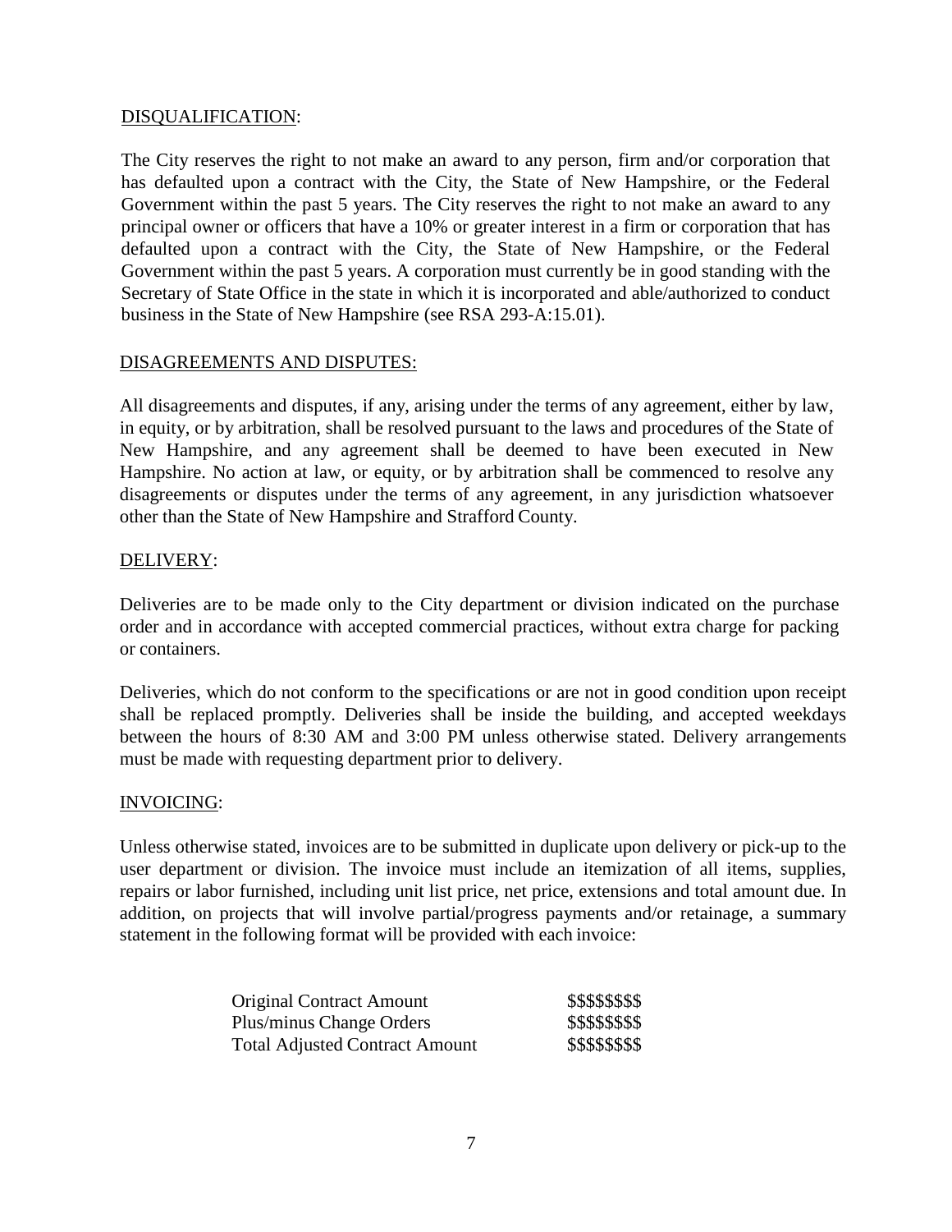DISQUALIFICATION:

The City reserves the right to not make an award to any person, firm and/or corporation that has defaulted upon a contract with the City, the State of New Hampshire, or the Federal Government within the past 5 years. The City reserves the right to not make an award to any principal owner or officers that have a 10% or greater interest in a firm or corporation that has defaulted upon a contract with the City, the State of New Hampshire, or the Federal Government within the past 5 years. A corporation must currently be in good standing with the Secretary of State Office in the state in which it is incorporated and able/authorized to conduct business in the State of New Hampshire (see RSA 293-A:15.01).

DISAGREEMENTS AND DISPUTES:

All disagreements and disputes, if any, arising under the terms of any agreement, either by law, in equity, or by arbitration, shall be resolved pursuant to the laws and procedures of the State of New Hampshire, and any agreement shall be deemed to have been executed in New Hampshire. No action at law, or equity, or by arbitration shall be commenced to resolve any disagreements or disputes under the terms of any agreement, in any jurisdiction whatsoever other than the State of New Hampshire and Strafford County.

DELIVERY:

Deliveries are to be made only to the City department or division indicated on the purchase order and in accordance with accepted commercial practices, without extra charge for packing or containers.

Deliveries, which do not conform to the specifications or are not in good condition upon receipt shall be replaced promptly. Deliveries shall be inside the building, and accepted weekdays between the hours of 8:30 AM and 3:00 PM unless otherwise stated. Delivery arrangements must be made with requesting department prior to delivery.

INVOICING:

Unless otherwise stated, invoices are to be submitted in duplicate upon delivery or pick-up to the user department or division. The invoice must include an itemization of all items, supplies, repairs or labor furnished, including unit list price, net price, extensions and total amount due. In addition, on projects that will involve partial/progress payments and/or retainage, a summary statement in the following format will be provided with each invoice:

| | |
|---|---|
| Original Contract Amount | $$$$$$$$$ |
| Plus/minus Change Orders | $$$$$$$$$ |
| Total Adjusted Contract Amount | $$$$$$$$$ |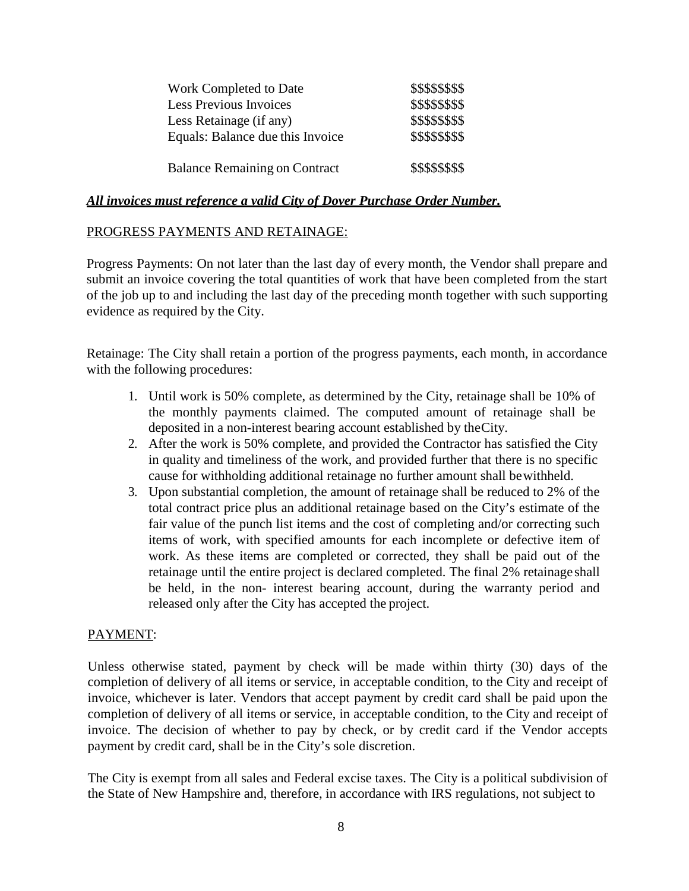| | |
|---|---|
| Work Completed to Date | $$$$$$$$$ |
| Less Previous Invoices | $$$$$$$$$ |
| Less Retainage (if any) | $$$$$$$$$ |
| Equals: Balance due this Invoice | $$$$$$$$$ |
| | |
| Balance Remaining on Contract | $$$$$$$$$ |

***All invoices must reference a valid City of Dover Purchase Order Number.***

PROGRESS PAYMENTS AND RETAINAGE:

Progress Payments: On not later than the last day of every month, the Vendor shall prepare and submit an invoice covering the total quantities of work that have been completed from the start of the job up to and including the last day of the preceding month together with such supporting evidence as required by the City.

Retainage: The City shall retain a portion of the progress payments, each month, in accordance with the following procedures:

1. Until work is 50% complete, as determined by the City, retainage shall be 10% of the monthly payments claimed. The computed amount of retainage shall be deposited in a non-interest bearing account established by the City.
2. After the work is 50% complete, and provided the Contractor has satisfied the City in quality and timeliness of the work, and provided further that there is no specific cause for withholding additional retainage no further amount shall be withheld.
3. Upon substantial completion, the amount of retainage shall be reduced to 2% of the total contract price plus an additional retainage based on the City's estimate of the fair value of the punch list items and the cost of completing and/or correcting such items of work, with specified amounts for each incomplete or defective item of work. As these items are completed or corrected, they shall be paid out of the retainage until the entire project is declared completed. The final 2% retainage shall be held, in the non- interest bearing account, during the warranty period and released only after the City has accepted the project.

PAYMENT:

Unless otherwise stated, payment by check will be made within thirty (30) days of the completion of delivery of all items or service, in acceptable condition, to the City and receipt of invoice, whichever is later. Vendors that accept payment by credit card shall be paid upon the completion of delivery of all items or service, in acceptable condition, to the City and receipt of invoice. The decision of whether to pay by check, or by credit card if the Vendor accepts payment by credit card, shall be in the City's sole discretion.

The City is exempt from all sales and Federal excise taxes. The City is a political subdivision of the State of New Hampshire and, therefore, in accordance with IRS regulations, not subject to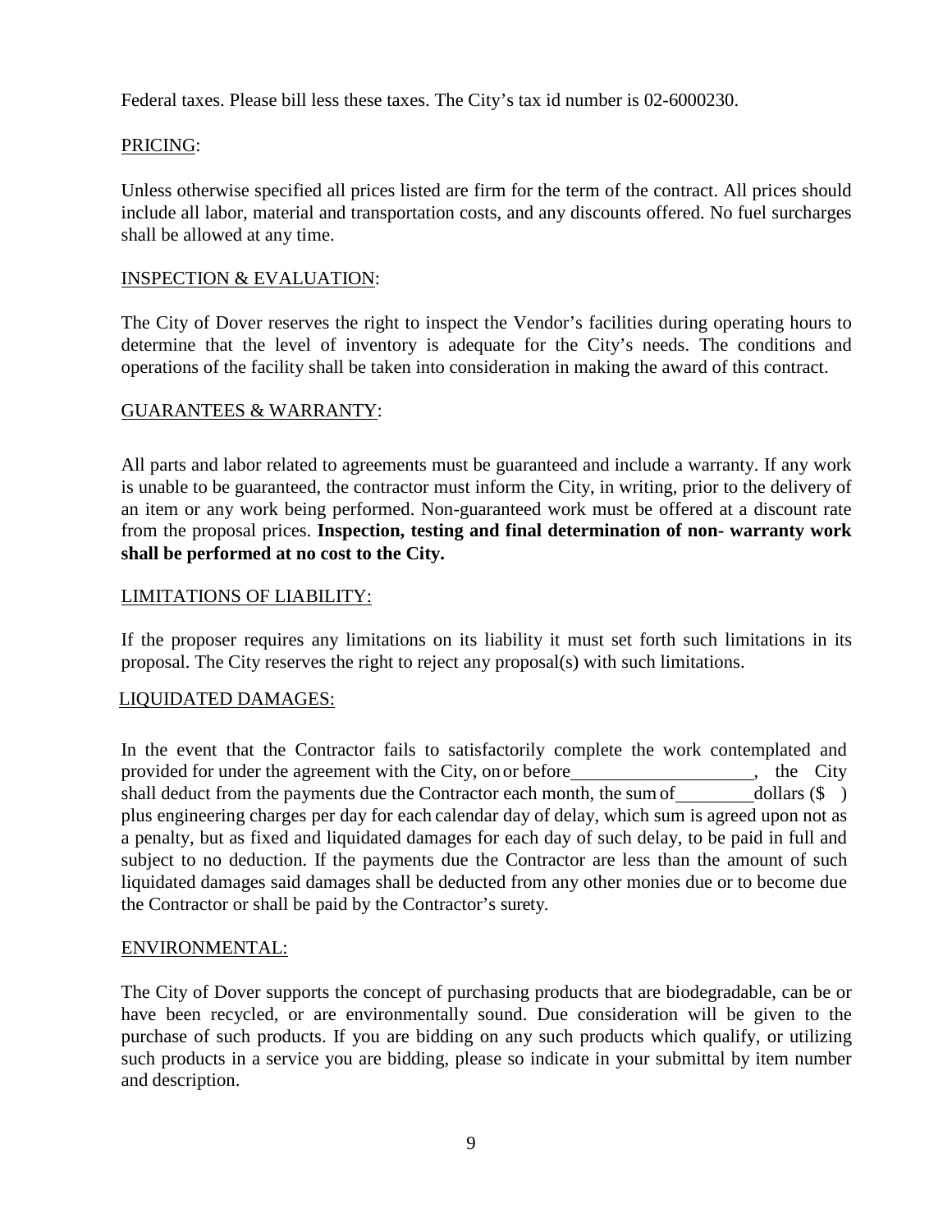Federal taxes. Please bill less these taxes. The City's tax id number is 02-6000230.

<u>PRICING</u>:

Unless otherwise specified all prices listed are firm for the term of the contract. All prices should include all labor, material and transportation costs, and any discounts offered. No fuel surcharges shall be allowed at any time.

<u>INSPECTION & EVALUATION</u>:

The City of Dover reserves the right to inspect the Vendor's facilities during operating hours to determine that the level of inventory is adequate for the City's needs. The conditions and operations of the facility shall be taken into consideration in making the award of this contract.

<u>GUARANTEES & WARRANTY</u>:

All parts and labor related to agreements must be guaranteed and include a warranty. If any work is unable to be guaranteed, the contractor must inform the City, in writing, prior to the delivery of an item or any work being performed. Non-guaranteed work must be offered at a discount rate from the proposal prices. **Inspection, testing and final determination of non- warranty work shall be performed at no cost to the City.**

<u>LIMITATIONS OF LIABILITY:</u>

If the proposer requires any limitations on its liability it must set forth such limitations in its proposal. The City reserves the right to reject any proposal(s) with such limitations.

<u>LIQUIDATED DAMAGES:</u>

In the event that the Contractor fails to satisfactorily complete the work contemplated and provided for under the agreement with the City, on or before___________________, the City shall deduct from the payments due the Contractor each month, the sum of________dollars ($ ) plus engineering charges per day for each calendar day of delay, which sum is agreed upon not as a penalty, but as fixed and liquidated damages for each day of such delay, to be paid in full and subject to no deduction. If the payments due the Contractor are less than the amount of such liquidated damages said damages shall be deducted from any other monies due or to become due the Contractor or shall be paid by the Contractor's surety.

<u>ENVIRONMENTAL:</u>

The City of Dover supports the concept of purchasing products that are biodegradable, can be or have been recycled, or are environmentally sound. Due consideration will be given to the purchase of such products. If you are bidding on any such products which qualify, or utilizing such products in a service you are bidding, please so indicate in your submittal by item number and description.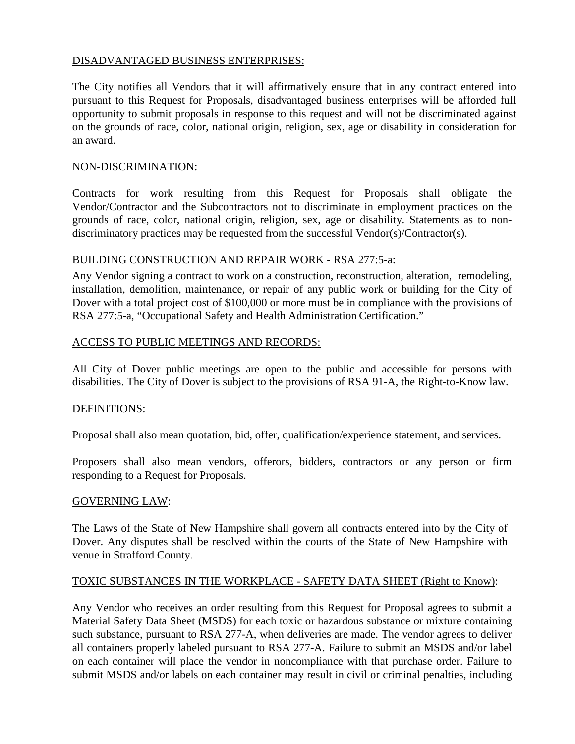DISADVANTAGED BUSINESS ENTERPRISES:

The City notifies all Vendors that it will affirmatively ensure that in any contract entered into pursuant to this Request for Proposals, disadvantaged business enterprises will be afforded full opportunity to submit proposals in response to this request and will not be discriminated against on the grounds of race, color, national origin, religion, sex, age or disability in consideration for an award.

NON-DISCRIMINATION:

Contracts for work resulting from this Request for Proposals shall obligate the Vendor/Contractor and the Subcontractors not to discriminate in employment practices on the grounds of race, color, national origin, religion, sex, age or disability. Statements as to non-discriminatory practices may be requested from the successful Vendor(s)/Contractor(s).

BUILDING CONSTRUCTION AND REPAIR WORK - RSA 277:5-a:

Any Vendor signing a contract to work on a construction, reconstruction, alteration, remodeling, installation, demolition, maintenance, or repair of any public work or building for the City of Dover with a total project cost of $100,000 or more must be in compliance with the provisions of RSA 277:5-a, "Occupational Safety and Health Administration Certification."

ACCESS TO PUBLIC MEETINGS AND RECORDS:

All City of Dover public meetings are open to the public and accessible for persons with disabilities. The City of Dover is subject to the provisions of RSA 91-A, the Right-to-Know law.

DEFINITIONS:

Proposal shall also mean quotation, bid, offer, qualification/experience statement, and services.

Proposers shall also mean vendors, offerors, bidders, contractors or any person or firm responding to a Request for Proposals.

GOVERNING LAW:

The Laws of the State of New Hampshire shall govern all contracts entered into by the City of Dover. Any disputes shall be resolved within the courts of the State of New Hampshire with venue in Strafford County.

TOXIC SUBSTANCES IN THE WORKPLACE - SAFETY DATA SHEET (Right to Know):

Any Vendor who receives an order resulting from this Request for Proposal agrees to submit a Material Safety Data Sheet (MSDS) for each toxic or hazardous substance or mixture containing such substance, pursuant to RSA 277-A, when deliveries are made. The vendor agrees to deliver all containers properly labeled pursuant to RSA 277-A. Failure to submit an MSDS and/or label on each container will place the vendor in noncompliance with that purchase order. Failure to submit MSDS and/or labels on each container may result in civil or criminal penalties, including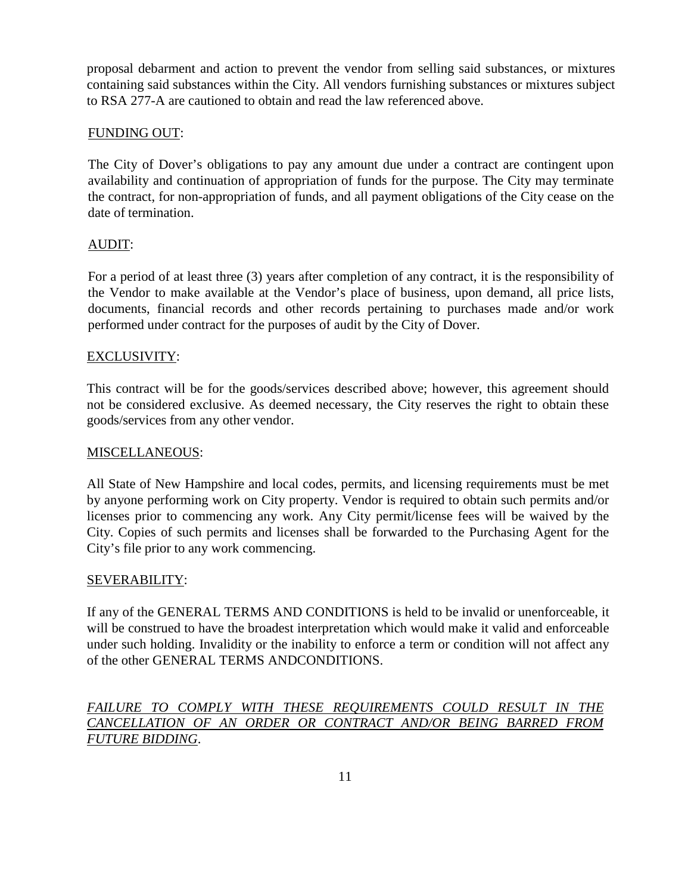proposal debarment and action to prevent the vendor from selling said substances, or mixtures containing said substances within the City. All vendors furnishing substances or mixtures subject to RSA 277-A are cautioned to obtain and read the law referenced above.

FUNDING OUT:

The City of Dover's obligations to pay any amount due under a contract are contingent upon availability and continuation of appropriation of funds for the purpose. The City may terminate the contract, for non-appropriation of funds, and all payment obligations of the City cease on the date of termination.

AUDIT:

For a period of at least three (3) years after completion of any contract, it is the responsibility of the Vendor to make available at the Vendor's place of business, upon demand, all price lists, documents, financial records and other records pertaining to purchases made and/or work performed under contract for the purposes of audit by the City of Dover.

EXCLUSIVITY:

This contract will be for the goods/services described above; however, this agreement should not be considered exclusive. As deemed necessary, the City reserves the right to obtain these goods/services from any other vendor.

MISCELLANEOUS:

All State of New Hampshire and local codes, permits, and licensing requirements must be met by anyone performing work on City property. Vendor is required to obtain such permits and/or licenses prior to commencing any work. Any City permit/license fees will be waived by the City. Copies of such permits and licenses shall be forwarded to the Purchasing Agent for the City's file prior to any work commencing.

SEVERABILITY:

If any of the GENERAL TERMS AND CONDITIONS is held to be invalid or unenforceable, it will be construed to have the broadest interpretation which would make it valid and enforceable under such holding. Invalidity or the inability to enforce a term or condition will not affect any of the other GENERAL TERMS ANDCONDITIONS.

*FAILURE TO COMPLY WITH THESE REQUIREMENTS COULD RESULT IN THE CANCELLATION OF AN ORDER OR CONTRACT AND/OR BEING BARRED FROM FUTURE BIDDING*.